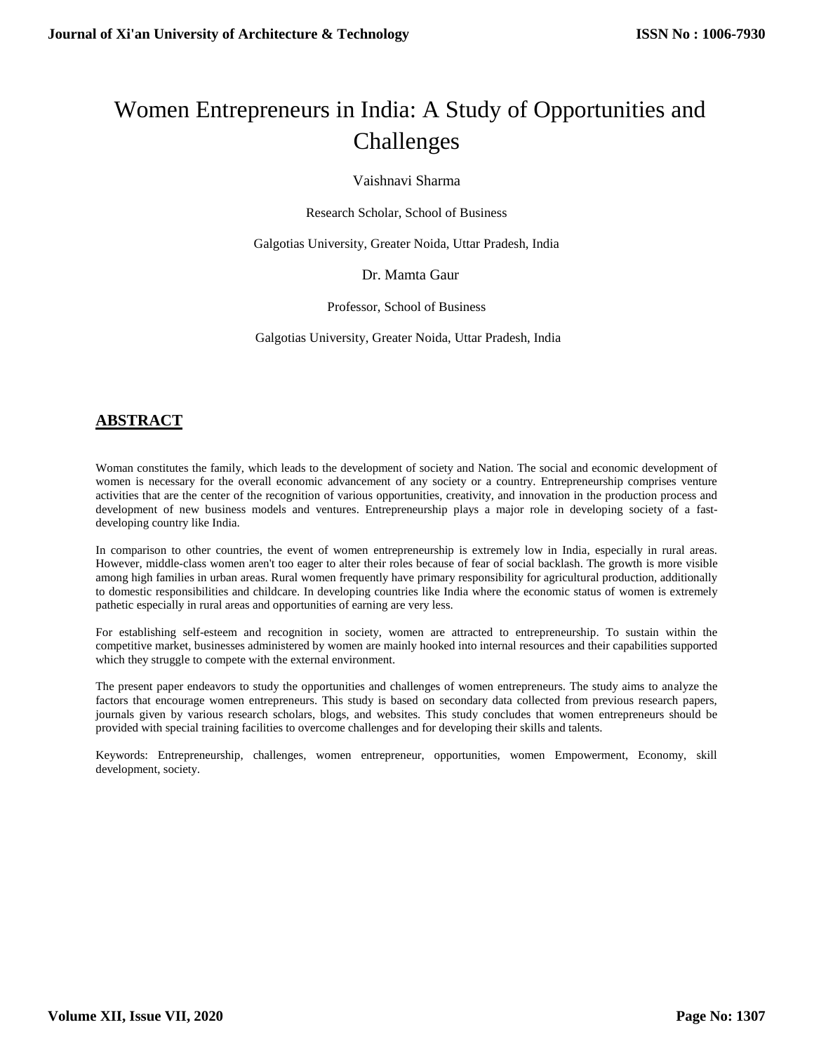# Women Entrepreneurs in India: A Study of Opportunities and Challenges

Vaishnavi Sharma

Research Scholar, School of Business

Galgotias University, Greater Noida, Uttar Pradesh, India

Dr. Mamta Gaur

Professor, School of Business

Galgotias University, Greater Noida, Uttar Pradesh, India

## ABSTRACT

Woman constitutes the family, which leads to the development of society and Nation. The social and economic development of women is necessary for the overall economic advancement of any society or a country. Entrepreneurship comprises venture activities that are the center of the recognition of various opportunities, creativity, and innovation in the production process and development of new business models and ventures. Entrepreneurship plays a major role in developing society of a fast-developing country like India.

In comparison to other countries, the event of women entrepreneurship is extremely low in India, especially in rural areas. However, middle-class women aren't too eager to alter their roles because of fear of social backlash. The growth is more visible among high families in urban areas. Rural women frequently have primary responsibility for agricultural production, additionally to domestic responsibilities and childcare. In developing countries like India where the economic status of women is extremely pathetic especially in rural areas and opportunities of earning are very less.

For establishing self-esteem and recognition in society, women are attracted to entrepreneurship. To sustain within the competitive market, businesses administered by women are mainly hooked into internal resources and their capabilities supported which they struggle to compete with the external environment.

The present paper endeavors to study the opportunities and challenges of women entrepreneurs. The study aims to analyze the factors that encourage women entrepreneurs. This study is based on secondary data collected from previous research papers, journals given by various research scholars, blogs, and websites. This study concludes that women entrepreneurs should be provided with special training facilities to overcome challenges and for developing their skills and talents.

Keywords: Entrepreneurship, challenges, women entrepreneur, opportunities, women Empowerment, Economy, skill development, society.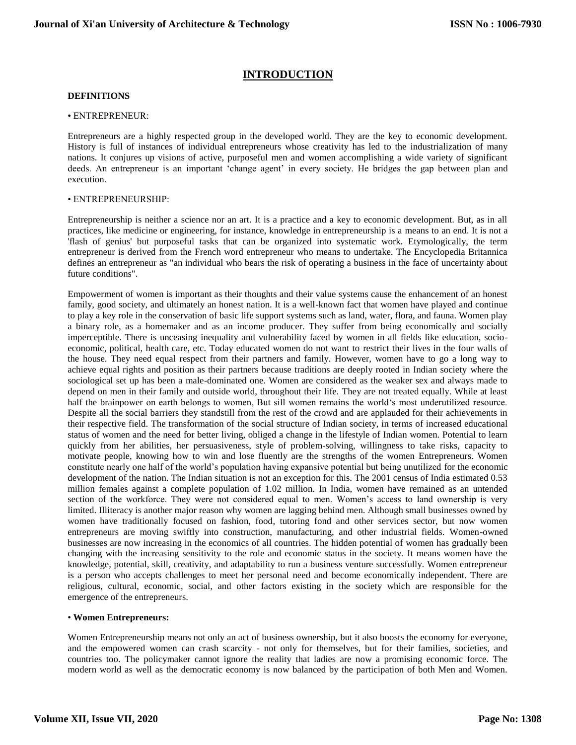# INTRODUCTION

### DEFINITIONS

• ENTREPRENEUR:

Entrepreneurs are a highly respected group in the developed world. They are the key to economic development. History is full of instances of individual entrepreneurs whose creativity has led to the industrialization of many nations. It conjures up visions of active, purposeful men and women accomplishing a wide variety of significant deeds. An entrepreneur is an important 'change agent' in every society. He bridges the gap between plan and execution.

• ENTREPRENEURSHIP:

Entrepreneurship is neither a science nor an art. It is a practice and a key to economic development. But, as in all practices, like medicine or engineering, for instance, knowledge in entrepreneurship is a means to an end. It is not a 'flash of genius' but purposeful tasks that can be organized into systematic work. Etymologically, the term entrepreneur is derived from the French word entrepreneur who means to undertake. The Encyclopedia Britannica defines an entrepreneur as "an individual who bears the risk of operating a business in the face of uncertainty about future conditions".

Empowerment of women is important as their thoughts and their value systems cause the enhancement of an honest family, good society, and ultimately an honest nation. It is a well-known fact that women have played and continue to play a key role in the conservation of basic life support systems such as land, water, flora, and fauna. Women play a binary role, as a homemaker and as an income producer. They suffer from being economically and socially imperceptible. There is unceasing inequality and vulnerability faced by women in all fields like education, socio-economic, political, health care, etc. Today educated women do not want to restrict their lives in the four walls of the house. They need equal respect from their partners and family. However, women have to go a long way to achieve equal rights and position as their partners because traditions are deeply rooted in Indian society where the sociological set up has been a male-dominated one. Women are considered as the weaker sex and always made to depend on men in their family and outside world, throughout their life. They are not treated equally. While at least half the brainpower on earth belongs to women, But sill women remains the world's most underutilized resource. Despite all the social barriers they standstill from the rest of the crowd and are applauded for their achievements in their respective field. The transformation of the social structure of Indian society, in terms of increased educational status of women and the need for better living, obliged a change in the lifestyle of Indian women. Potential to learn quickly from her abilities, her persuasiveness, style of problem-solving, willingness to take risks, capacity to motivate people, knowing how to win and lose fluently are the strengths of the women Entrepreneurs. Women constitute nearly one half of the world's population having expansive potential but being unutilized for the economic development of the nation. The Indian situation is not an exception for this. The 2001 census of India estimated 0.53 million females against a complete population of 1.02 million. In India, women have remained as an untended section of the workforce. They were not considered equal to men. Women's access to land ownership is very limited. Illiteracy is another major reason why women are lagging behind men. Although small businesses owned by women have traditionally focused on fashion, food, tutoring fond and other services sector, but now women entrepreneurs are moving swiftly into construction, manufacturing, and other industrial fields. Women-owned businesses are now increasing in the economics of all countries. The hidden potential of women has gradually been changing with the increasing sensitivity to the role and economic status in the society. It means women have the knowledge, potential, skill, creativity, and adaptability to run a business venture successfully. Women entrepreneur is a person who accepts challenges to meet her personal need and become economically independent. There are religious, cultural, economic, social, and other factors existing in the society which are responsible for the emergence of the entrepreneurs.

• **Women Entrepreneurs:**

Women Entrepreneurship means not only an act of business ownership, but it also boosts the economy for everyone, and the empowered women can crash scarcity - not only for themselves, but for their families, societies, and countries too. The policymaker cannot ignore the reality that ladies are now a promising economic force. The modern world as well as the democratic economy is now balanced by the participation of both Men and Women.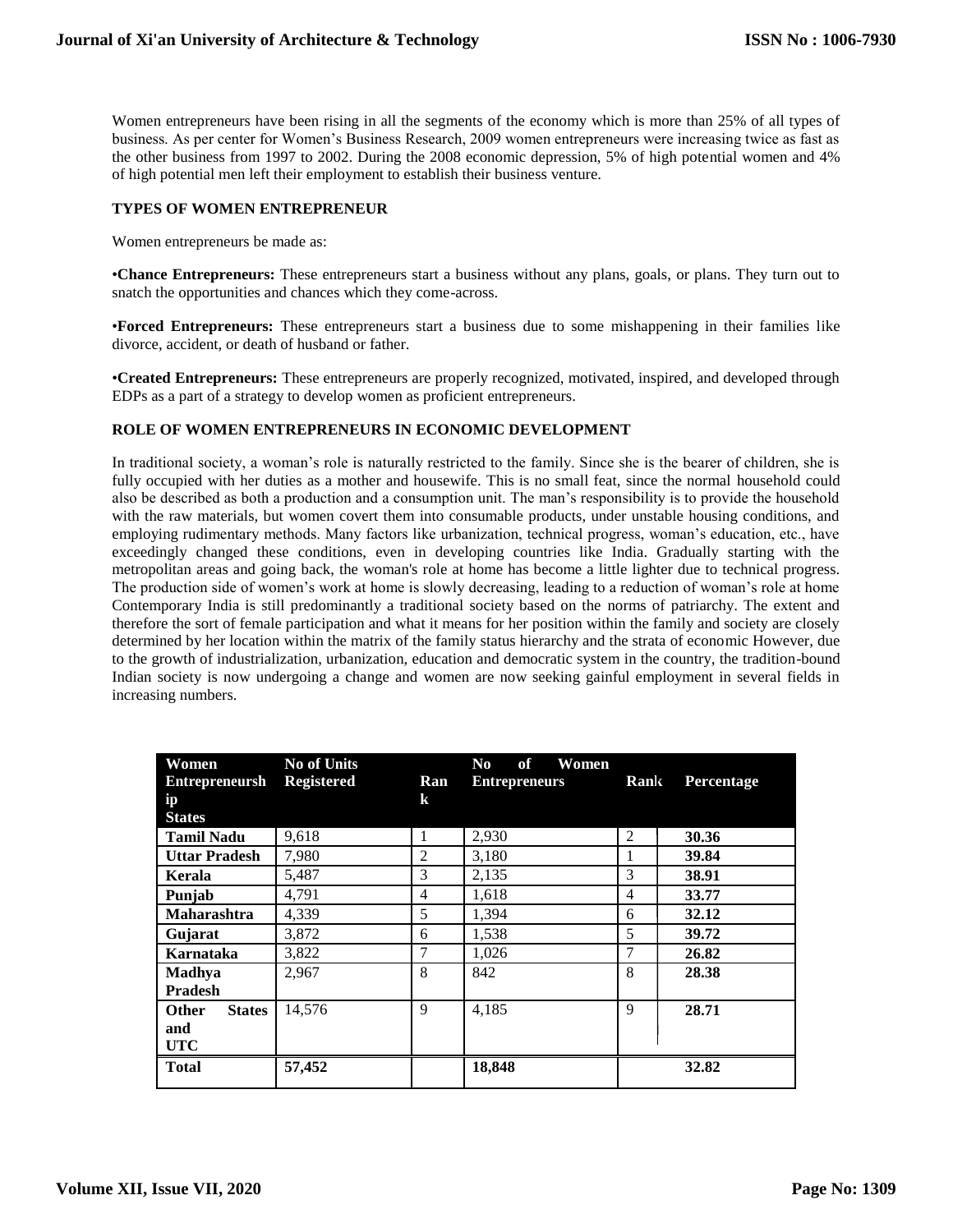Women entrepreneurs have been rising in all the segments of the economy which is more than 25% of all types of business. As per center for Women's Business Research, 2009 women entrepreneurs were increasing twice as fast as the other business from 1997 to 2002. During the 2008 economic depression, 5% of high potential women and 4% of high potential men left their employment to establish their business venture.

### TYPES OF WOMEN ENTREPRENEUR

Women entrepreneurs be made as:

•**Chance Entrepreneurs:** These entrepreneurs start a business without any plans, goals, or plans. They turn out to snatch the opportunities and chances which they come-across.

•**Forced Entrepreneurs:** These entrepreneurs start a business due to some mishappening in their families like divorce, accident, or death of husband or father.

•**Created Entrepreneurs:** These entrepreneurs are properly recognized, motivated, inspired, and developed through EDPs as a part of a strategy to develop women as proficient entrepreneurs.

### ROLE OF WOMEN ENTREPRENEURS IN ECONOMIC DEVELOPMENT

In traditional society, a woman's role is naturally restricted to the family. Since she is the bearer of children, she is fully occupied with her duties as a mother and housewife. This is no small feat, since the normal household could also be described as both a production and a consumption unit. The man's responsibility is to provide the household with the raw materials, but women covert them into consumable products, under unstable housing conditions, and employing rudimentary methods. Many factors like urbanization, technical progress, woman's education, etc., have exceedingly changed these conditions, even in developing countries like India. Gradually starting with the metropolitan areas and going back, the woman's role at home has become a little lighter due to technical progress. The production side of women's work at home is slowly decreasing, leading to a reduction of woman's role at home Contemporary India is still predominantly a traditional society based on the norms of patriarchy. The extent and therefore the sort of female participation and what it means for her position within the family and society are closely determined by her location within the matrix of the family status hierarchy and the strata of economic However, due to the growth of industrialization, urbanization, education and democratic system in the country, the tradition-bound Indian society is now undergoing a change and women are now seeking gainful employment in several fields in increasing numbers.

| Women Entrepreneurship States | No of Units Registered | Rank | No of Women Entrepreneurs | Rank | Percentage |
|---|---|---|---|---|---|
| **Tamil Nadu** | 9,618 | 1 | 2,930 | 2 | **30.36** |
| **Uttar Pradesh** | 7,980 | 2 | 3,180 | 1 | **39.84** |
| **Kerala** | 5,487 | 3 | 2,135 | 3 | **38.91** |
| **Punjab** | 4,791 | 4 | 1,618 | 4 | **33.77** |
| **Maharashtra** | 4,339 | 5 | 1,394 | 6 | **32.12** |
| **Gujarat** | 3,872 | 6 | 1,538 | 5 | **39.72** |
| **Karnataka** | 3,822 | 7 | 1,026 | 7 | **26.82** |
| **Madhya Pradesh** | 2,967 | 8 | 842 | 8 | **28.38** |
| **Other States and UTC** | 14,576 | 9 | 4,185 | 9 | **28.71** |
| **Total** | **57,452** | | **18,848** | | **32.82** |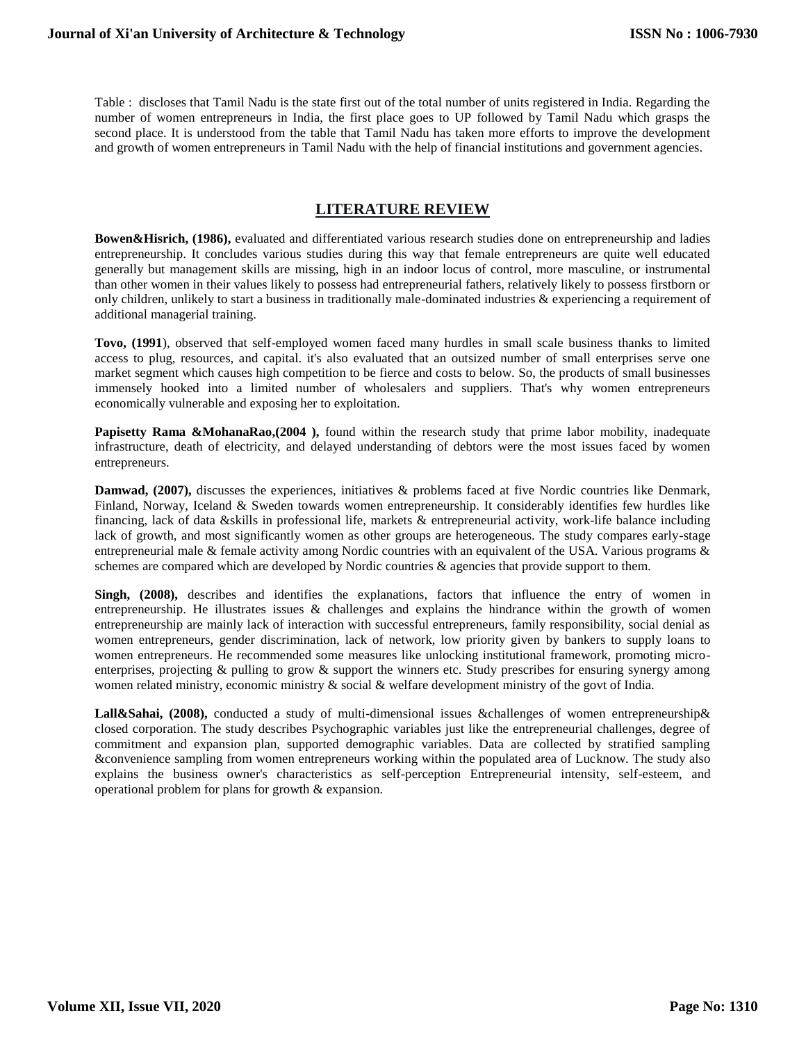Table : discloses that Tamil Nadu is the state first out of the total number of units registered in India. Regarding the number of women entrepreneurs in India, the first place goes to UP followed by Tamil Nadu which grasps the second place. It is understood from the table that Tamil Nadu has taken more efforts to improve the development and growth of women entrepreneurs in Tamil Nadu with the help of financial institutions and government agencies.

## LITERATURE REVIEW

**Bowen&Hisrich, (1986),** evaluated and differentiated various research studies done on entrepreneurship and ladies entrepreneurship. It concludes various studies during this way that female entrepreneurs are quite well educated generally but management skills are missing, high in an indoor locus of control, more masculine, or instrumental than other women in their values likely to possess had entrepreneurial fathers, relatively likely to possess firstborn or only children, unlikely to start a business in traditionally male-dominated industries & experiencing a requirement of additional managerial training.

**Tovo, (1991**), observed that self-employed women faced many hurdles in small scale business thanks to limited access to plug, resources, and capital. it's also evaluated that an outsized number of small enterprises serve one market segment which causes high competition to be fierce and costs to below. So, the products of small businesses immensely hooked into a limited number of wholesalers and suppliers. That's why women entrepreneurs economically vulnerable and exposing her to exploitation.

**Papisetty Rama &MohanaRao,(2004 ),** found within the research study that prime labor mobility, inadequate infrastructure, death of electricity, and delayed understanding of debtors were the most issues faced by women entrepreneurs.

**Damwad, (2007),** discusses the experiences, initiatives & problems faced at five Nordic countries like Denmark, Finland, Norway, Iceland & Sweden towards women entrepreneurship. It considerably identifies few hurdles like financing, lack of data &skills in professional life, markets & entrepreneurial activity, work-life balance including lack of growth, and most significantly women as other groups are heterogeneous. The study compares early-stage entrepreneurial male & female activity among Nordic countries with an equivalent of the USA. Various programs & schemes are compared which are developed by Nordic countries & agencies that provide support to them.

**Singh, (2008),** describes and identifies the explanations, factors that influence the entry of women in entrepreneurship. He illustrates issues & challenges and explains the hindrance within the growth of women entrepreneurship are mainly lack of interaction with successful entrepreneurs, family responsibility, social denial as women entrepreneurs, gender discrimination, lack of network, low priority given by bankers to supply loans to women entrepreneurs. He recommended some measures like unlocking institutional framework, promoting micro-enterprises, projecting & pulling to grow & support the winners etc. Study prescribes for ensuring synergy among women related ministry, economic ministry & social & welfare development ministry of the govt of India.

**Lall&Sahai, (2008),** conducted a study of multi-dimensional issues &challenges of women entrepreneurship& closed corporation. The study describes Psychographic variables just like the entrepreneurial challenges, degree of commitment and expansion plan, supported demographic variables. Data are collected by stratified sampling &convenience sampling from women entrepreneurs working within the populated area of Lucknow. The study also explains the business owner's characteristics as self-perception Entrepreneurial intensity, self-esteem, and operational problem for plans for growth & expansion.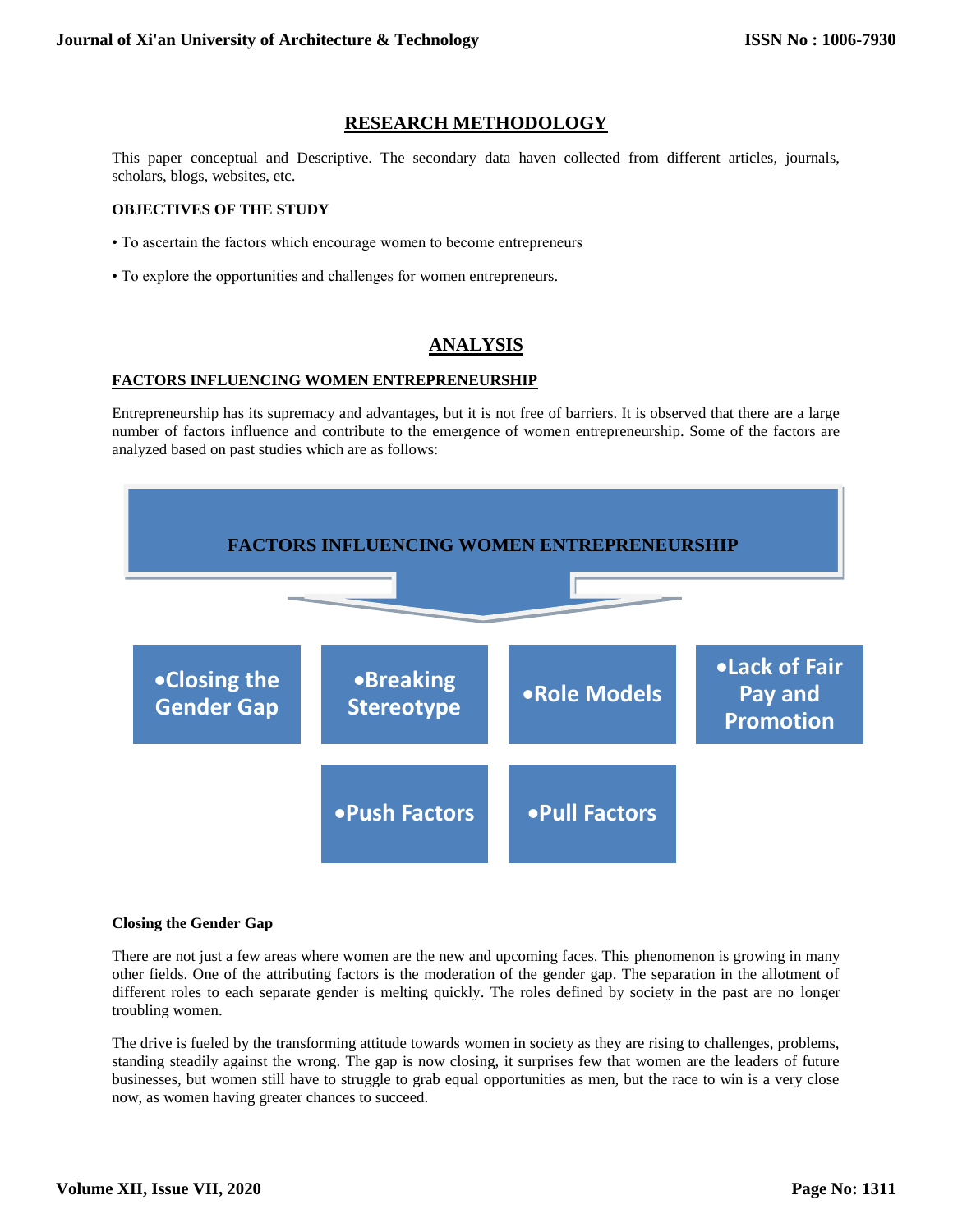## RESEARCH METHODOLOGY

This paper conceptual and Descriptive. The secondary data haven collected from different articles, journals, scholars, blogs, websites, etc.

**OBJECTIVES OF THE STUDY**

- To ascertain the factors which encourage women to become entrepreneurs
- To explore the opportunities and challenges for women entrepreneurs.

## ANALYSIS

### FACTORS INFLUENCING WOMEN ENTREPRENEURSHIP

Entrepreneurship has its supremacy and advantages, but it is not free of barriers. It is observed that there are a large number of factors influence and contribute to the emergence of women entrepreneurship. Some of the factors are analyzed based on past studies which are as follows:

**FACTORS INFLUENCING WOMEN ENTREPRENEURSHIP**

- Closing the Gender Gap
- Breaking Stereotype
- Role Models
- Lack of Fair Pay and Promotion
- Push Factors
- Pull Factors

**Closing the Gender Gap**

There are not just a few areas where women are the new and upcoming faces. This phenomenon is growing in many other fields. One of the attributing factors is the moderation of the gender gap. The separation in the allotment of different roles to each separate gender is melting quickly. The roles defined by society in the past are no longer troubling women.

The drive is fueled by the transforming attitude towards women in society as they are rising to challenges, problems, standing steadily against the wrong. The gap is now closing, it surprises few that women are the leaders of future businesses, but women still have to struggle to grab equal opportunities as men, but the race to win is a very close now, as women having greater chances to succeed.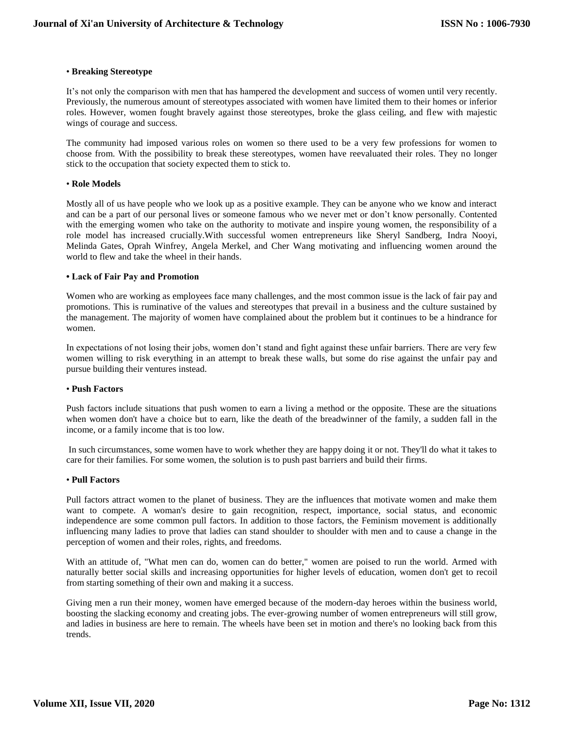**• Breaking Stereotype**

It's not only the comparison with men that has hampered the development and success of women until very recently. Previously, the numerous amount of stereotypes associated with women have limited them to their homes or inferior roles. However, women fought bravely against those stereotypes, broke the glass ceiling, and flew with majestic wings of courage and success.

The community had imposed various roles on women so there used to be a very few professions for women to choose from. With the possibility to break these stereotypes, women have reevaluated their roles. They no longer stick to the occupation that society expected them to stick to.

**• Role Models**

Mostly all of us have people who we look up as a positive example. They can be anyone who we know and interact and can be a part of our personal lives or someone famous who we never met or don't know personally. Contented with the emerging women who take on the authority to motivate and inspire young women, the responsibility of a role model has increased crucially.With successful women entrepreneurs like Sheryl Sandberg, Indra Nooyi, Melinda Gates, Oprah Winfrey, Angela Merkel, and Cher Wang motivating and influencing women around the world to flew and take the wheel in their hands.

**• Lack of Fair Pay and Promotion**

Women who are working as employees face many challenges, and the most common issue is the lack of fair pay and promotions. This is ruminative of the values and stereotypes that prevail in a business and the culture sustained by the management. The majority of women have complained about the problem but it continues to be a hindrance for women.

In expectations of not losing their jobs, women don't stand and fight against these unfair barriers. There are very few women willing to risk everything in an attempt to break these walls, but some do rise against the unfair pay and pursue building their ventures instead.

**• Push Factors**

Push factors include situations that push women to earn a living a method or the opposite. These are the situations when women don't have a choice but to earn, like the death of the breadwinner of the family, a sudden fall in the income, or a family income that is too low.

In such circumstances, some women have to work whether they are happy doing it or not. They'll do what it takes to care for their families. For some women, the solution is to push past barriers and build their firms.

**• Pull Factors**

Pull factors attract women to the planet of business. They are the influences that motivate women and make them want to compete. A woman's desire to gain recognition, respect, importance, social status, and economic independence are some common pull factors. In addition to those factors, the Feminism movement is additionally influencing many ladies to prove that ladies can stand shoulder to shoulder with men and to cause a change in the perception of women and their roles, rights, and freedoms.

With an attitude of, "What men can do, women can do better," women are poised to run the world. Armed with naturally better social skills and increasing opportunities for higher levels of education, women don't get to recoil from starting something of their own and making it a success.

Giving men a run their money, women have emerged because of the modern-day heroes within the business world, boosting the slacking economy and creating jobs. The ever-growing number of women entrepreneurs will still grow, and ladies in business are here to remain. The wheels have been set in motion and there's no looking back from this trends.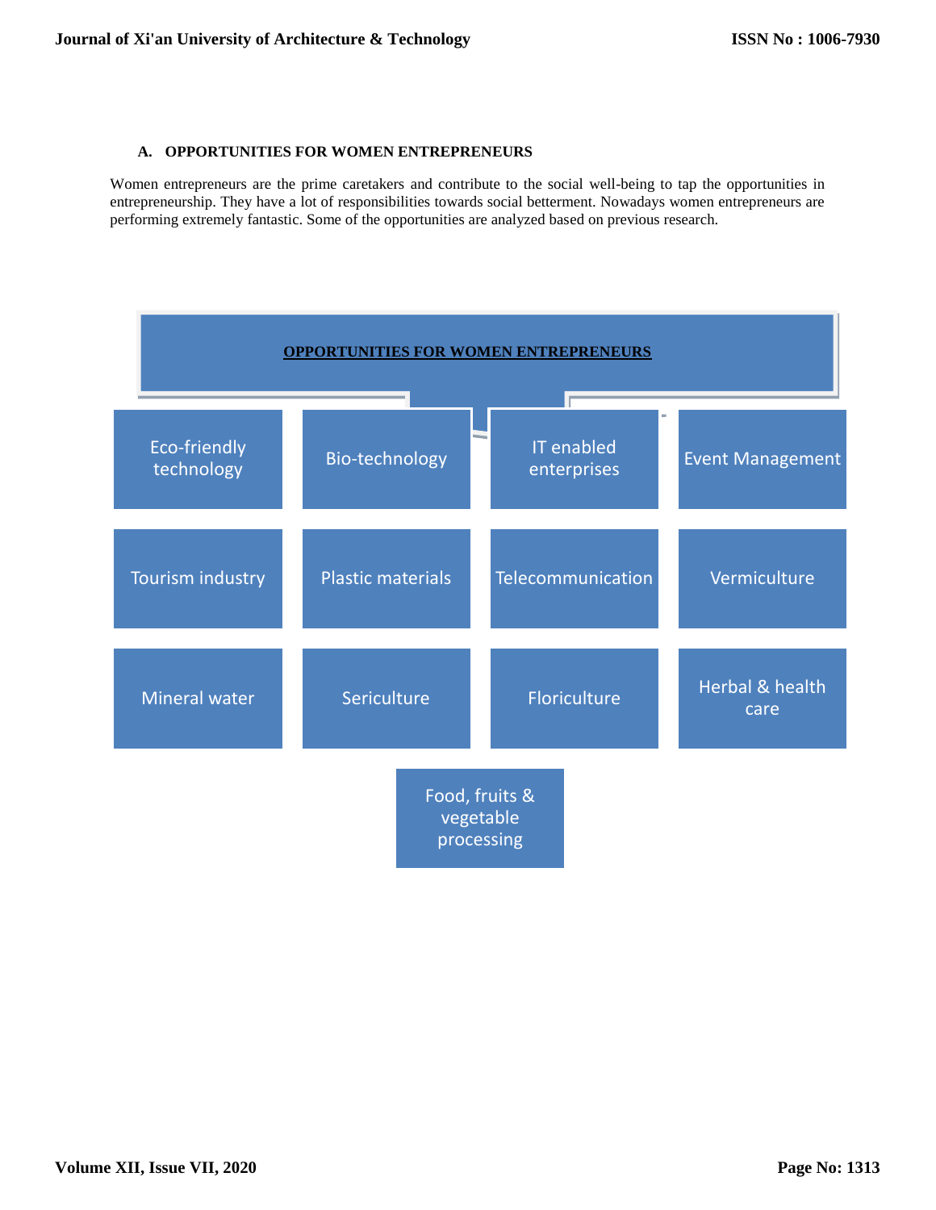### A. OPPORTUNITIES FOR WOMEN ENTREPRENEURS

Women entrepreneurs are the prime caretakers and contribute to the social well-being to tap the opportunities in entrepreneurship. They have a lot of responsibilities towards social betterment. Nowadays women entrepreneurs are performing extremely fantastic. Some of the opportunities are analyzed based on previous research.

**OPPORTUNITIES FOR WOMEN ENTREPRENEURS**

- Eco-friendly technology
- Bio-technology
- IT enabled enterprises
- Event Management
- Tourism industry
- Plastic materials
- Telecommunication
- Vermiculture
- Mineral water
- Sericulture
- Floriculture
- Herbal & health care
- Food, fruits & vegetable processing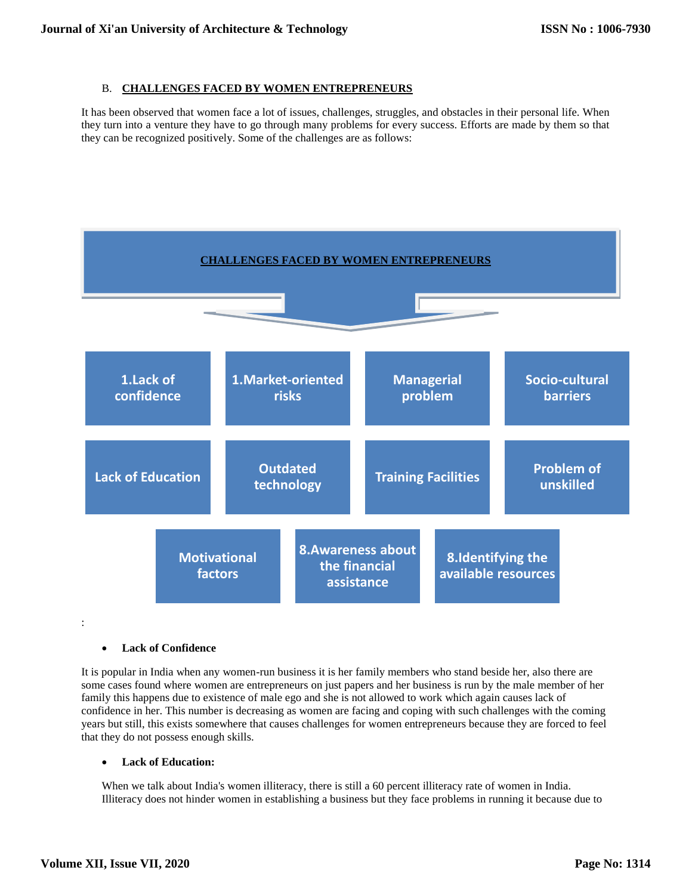## B. CHALLENGES FACED BY WOMEN ENTREPRENEURS

It has been observed that women face a lot of issues, challenges, struggles, and obstacles in their personal life. When they turn into a venture they have to go through many problems for every success. Efforts are made by them so that they can be recognized positively. Some of the challenges are as follows:

**CHALLENGES FACED BY WOMEN ENTREPRENEURS**

- 1.Lack of confidence
- 1.Market-oriented risks
- Managerial problem
- Socio-cultural barriers
- Lack of Education
- Outdated technology
- Training Facilities
- Problem of unskilled
- Motivational factors
- 8.Awareness about the financial assistance
- 8.Identifying the available resources

:

- **Lack of Confidence**

It is popular in India when any women-run business it is her family members who stand beside her, also there are some cases found where women are entrepreneurs on just papers and her business is run by the male member of her family this happens due to existence of male ego and she is not allowed to work which again causes lack of confidence in her. This number is decreasing as women are facing and coping with such challenges with the coming years but still, this exists somewhere that causes challenges for women entrepreneurs because they are forced to feel that they do not possess enough skills.

- **Lack of Education:**

When we talk about India's women illiteracy, there is still a 60 percent illiteracy rate of women in India. Illiteracy does not hinder women in establishing a business but they face problems in running it because due to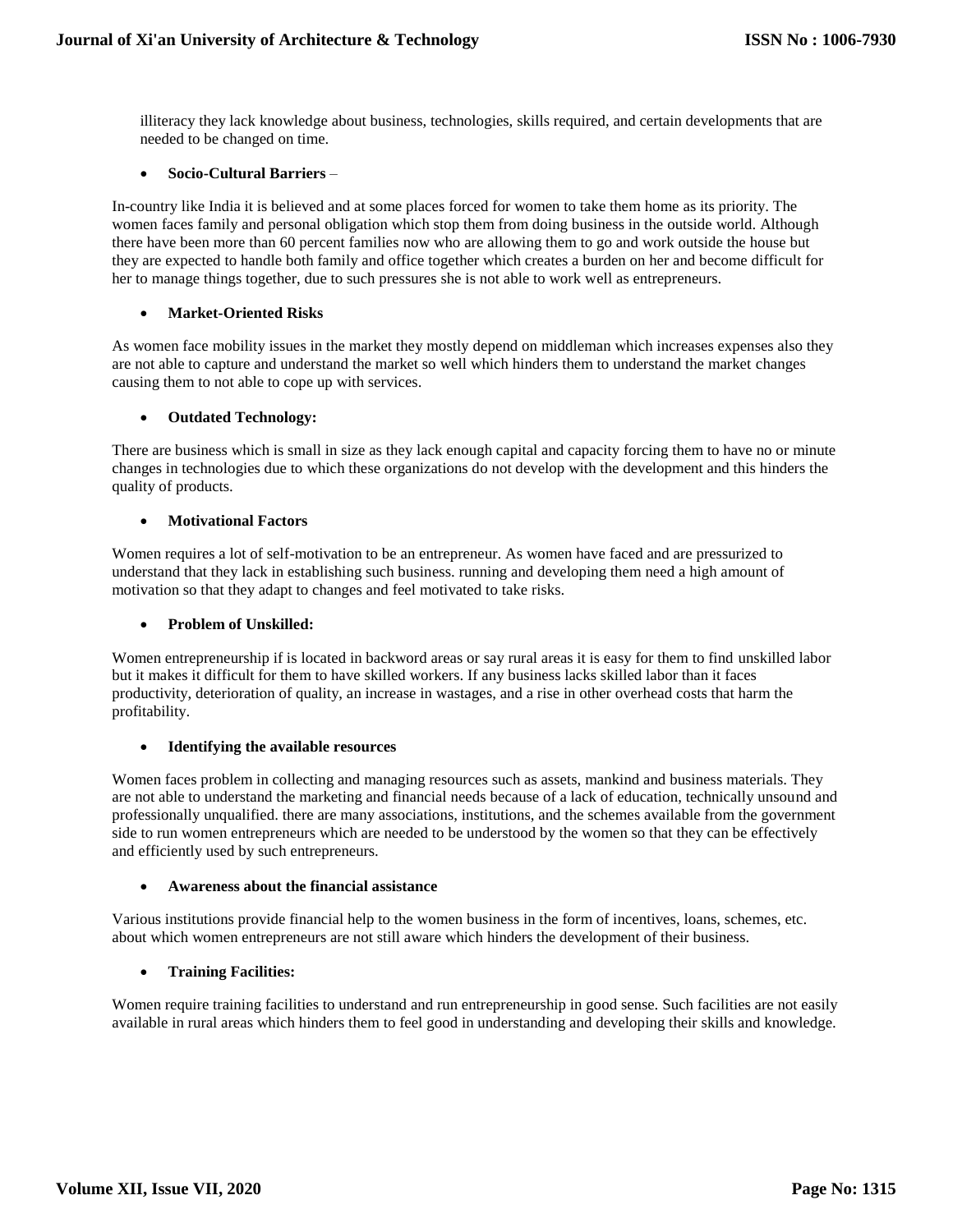illiteracy they lack knowledge about business, technologies, skills required, and certain developments that are needed to be changed on time.

- **Socio-Cultural Barriers** –

In-country like India it is believed and at some places forced for women to take them home as its priority. The women faces family and personal obligation which stop them from doing business in the outside world. Although there have been more than 60 percent families now who are allowing them to go and work outside the house but they are expected to handle both family and office together which creates a burden on her and become difficult for her to manage things together, due to such pressures she is not able to work well as entrepreneurs.

- **Market-Oriented Risks**

As women face mobility issues in the market they mostly depend on middleman which increases expenses also they are not able to capture and understand the market so well which hinders them to understand the market changes causing them to not able to cope up with services.

- **Outdated Technology:**

There are business which is small in size as they lack enough capital and capacity forcing them to have no or minute changes in technologies due to which these organizations do not develop with the development and this hinders the quality of products.

- **Motivational Factors**

Women requires a lot of self-motivation to be an entrepreneur. As women have faced and are pressurized to understand that they lack in establishing such business. running and developing them need a high amount of motivation so that they adapt to changes and feel motivated to take risks.

- **Problem of Unskilled:**

Women entrepreneurship if is located in backword areas or say rural areas it is easy for them to find unskilled labor but it makes it difficult for them to have skilled workers. If any business lacks skilled labor than it faces productivity, deterioration of quality, an increase in wastages, and a rise in other overhead costs that harm the profitability.

- **Identifying the available resources**

Women faces problem in collecting and managing resources such as assets, mankind and business materials. They are not able to understand the marketing and financial needs because of a lack of education, technically unsound and professionally unqualified. there are many associations, institutions, and the schemes available from the government side to run women entrepreneurs which are needed to be understood by the women so that they can be effectively and efficiently used by such entrepreneurs.

- **Awareness about the financial assistance**

Various institutions provide financial help to the women business in the form of incentives, loans, schemes, etc. about which women entrepreneurs are not still aware which hinders the development of their business.

- **Training Facilities:**

Women require training facilities to understand and run entrepreneurship in good sense. Such facilities are not easily available in rural areas which hinders them to feel good in understanding and developing their skills and knowledge.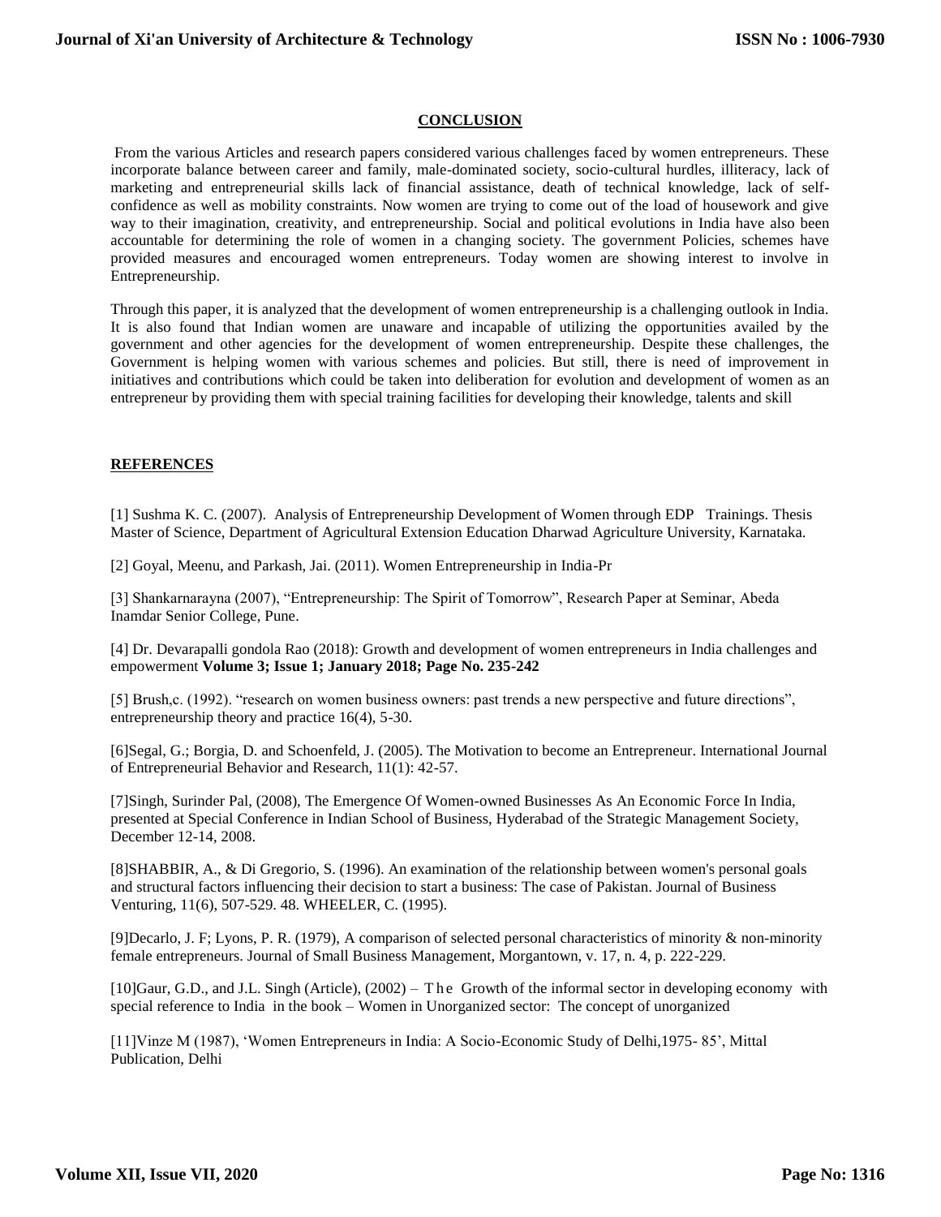## CONCLUSION

From the various Articles and research papers considered various challenges faced by women entrepreneurs. These incorporate balance between career and family, male-dominated society, socio-cultural hurdles, illiteracy, lack of marketing and entrepreneurial skills lack of financial assistance, death of technical knowledge, lack of self-confidence as well as mobility constraints. Now women are trying to come out of the load of housework and give way to their imagination, creativity, and entrepreneurship. Social and political evolutions in India have also been accountable for determining the role of women in a changing society. The government Policies, schemes have provided measures and encouraged women entrepreneurs. Today women are showing interest to involve in Entrepreneurship.

Through this paper, it is analyzed that the development of women entrepreneurship is a challenging outlook in India. It is also found that Indian women are unaware and incapable of utilizing the opportunities availed by the government and other agencies for the development of women entrepreneurship. Despite these challenges, the Government is helping women with various schemes and policies. But still, there is need of improvement in initiatives and contributions which could be taken into deliberation for evolution and development of women as an entrepreneur by providing them with special training facilities for developing their knowledge, talents and skill

## REFERENCES

[1] Sushma K. C. (2007). Analysis of Entrepreneurship Development of Women through EDP Trainings. Thesis Master of Science, Department of Agricultural Extension Education Dharwad Agriculture University, Karnataka.

[2] Goyal, Meenu, and Parkash, Jai. (2011). Women Entrepreneurship in India-Pr

[3] Shankarnarayna (2007), "Entrepreneurship: The Spirit of Tomorrow", Research Paper at Seminar, Abeda Inamdar Senior College, Pune.

[4] Dr. Devarapalli gondola Rao (2018): Growth and development of women entrepreneurs in India challenges and empowerment **Volume 3; Issue 1; January 2018; Page No. 235-242**

[5] Brush,c. (1992). "research on women business owners: past trends a new perspective and future directions", entrepreneurship theory and practice 16(4), 5-30.

[6]Segal, G.; Borgia, D. and Schoenfeld, J. (2005). The Motivation to become an Entrepreneur. International Journal of Entrepreneurial Behavior and Research, 11(1): 42-57.

[7]Singh, Surinder Pal, (2008), The Emergence Of Women-owned Businesses As An Economic Force In India, presented at Special Conference in Indian School of Business, Hyderabad of the Strategic Management Society, December 12-14, 2008.

[8]SHABBIR, A., & Di Gregorio, S. (1996). An examination of the relationship between women's personal goals and structural factors influencing their decision to start a business: The case of Pakistan. Journal of Business Venturing, 11(6), 507-529. 48. WHEELER, C. (1995).

[9]Decarlo, J. F; Lyons, P. R. (1979), A comparison of selected personal characteristics of minority & non-minority female entrepreneurs. Journal of Small Business Management, Morgantown, v. 17, n. 4, p. 222-229.

[10]Gaur, G.D., and J.L. Singh (Article), (2002) – The Growth of the informal sector in developing economy with special reference to India in the book – Women in Unorganized sector: The concept of unorganized

[11]Vinze M (1987), 'Women Entrepreneurs in India: A Socio-Economic Study of Delhi,1975- 85', Mittal Publication, Delhi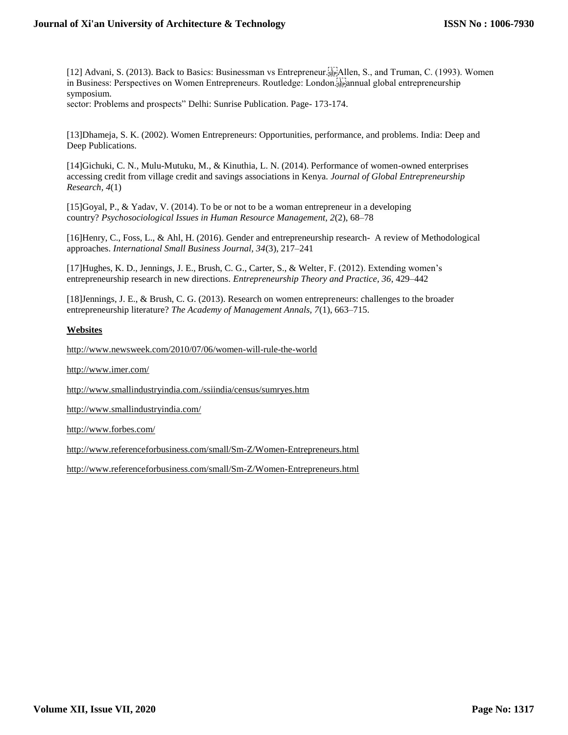[12] Advani, S. (2013). Back to Basics: Businessman vs Entrepreneur. Allen, S., and Truman, C. (1993). Women in Business: Perspectives on Women Entrepreneurs. Routledge: London. annual global entrepreneurship symposium.
sector: Problems and prospects" Delhi: Sunrise Publication. Page- 173-174.

[13]Dhameja, S. K. (2002). Women Entrepreneurs: Opportunities, performance, and problems. India: Deep and Deep Publications.

[14]Gichuki, C. N., Mulu-Mutuku, M., & Kinuthia, L. N. (2014). Performance of women-owned enterprises accessing credit from village credit and savings associations in Kenya. *Journal of Global Entrepreneurship Research, 4*(1)

[15]Goyal, P., & Yadav, V. (2014). To be or not to be a woman entrepreneur in a developing country? *Psychosociological Issues in Human Resource Management, 2*(2), 68–78

[16]Henry, C., Foss, L., & Ahl, H. (2016). Gender and entrepreneurship research- A review of Methodological approaches. *International Small Business Journal, 34*(3), 217–241

[17]Hughes, K. D., Jennings, J. E., Brush, C. G., Carter, S., & Welter, F. (2012). Extending women's entrepreneurship research in new directions. *Entrepreneurship Theory and Practice, 36*, 429–442

[18]Jennings, J. E., & Brush, C. G. (2013). Research on women entrepreneurs: challenges to the broader entrepreneurship literature? *The Academy of Management Annals, 7*(1), 663–715.

**Websites**

http://www.newsweek.com/2010/07/06/women-will-rule-the-world

http://www.imer.com/

http://www.smallindustryindia.com./ssiindia/census/sumryes.htm

http://www.smallindustryindia.com/

http://www.forbes.com/

http://www.referenceforbusiness.com/small/Sm-Z/Women-Entrepreneurs.html

http://www.referenceforbusiness.com/small/Sm-Z/Women-Entrepreneurs.html